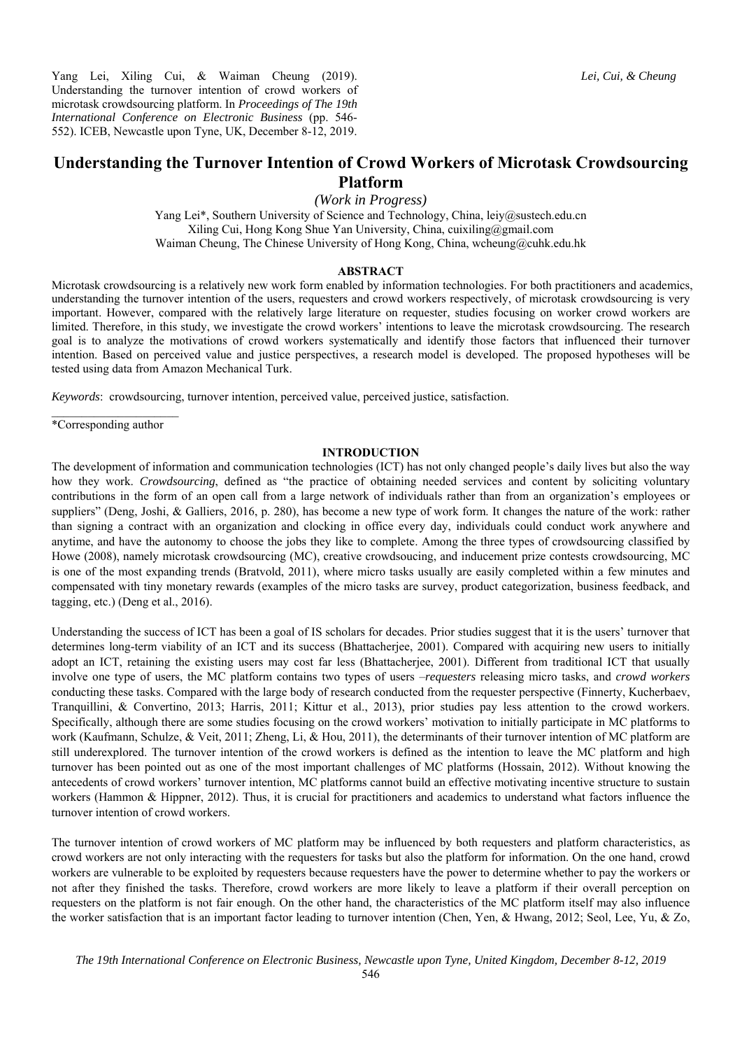Yang Lei, Xiling Cui, & Waiman Cheung (2019). Understanding the turnover intention of crowd workers of microtask crowdsourcing platform. In *Proceedings of The 19th International Conference on Electronic Business* (pp. 546-552). ICEB, Newcastle upon Tyne, UK, December 8-12, 2019.

# Understanding the Turnover Intention of Crowd Workers of Microtask Crowdsourcing Platform

*(Work in Progress)*

Yang Lei*, Southern University of Science and Technology, China, leiy@sustech.edu.cn
Xiling Cui, Hong Kong Shue Yan University, China, cuixiling@gmail.com
Waiman Cheung, The Chinese University of Hong Kong, China, wcheung@cuhk.edu.hk

## ABSTRACT

Microtask crowdsourcing is a relatively new work form enabled by information technologies. For both practitioners and academics, understanding the turnover intention of the users, requesters and crowd workers respectively, of microtask crowdsourcing is very important. However, compared with the relatively large literature on requester, studies focusing on worker crowd workers are limited. Therefore, in this study, we investigate the crowd workers' intentions to leave the microtask crowdsourcing. The research goal is to analyze the motivations of crowd workers systematically and identify those factors that influenced their turnover intention. Based on perceived value and justice perspectives, a research model is developed. The proposed hypotheses will be tested using data from Amazon Mechanical Turk.

*Keywords*: crowdsourcing, turnover intention, perceived value, perceived justice, satisfaction.

*Corresponding author

## INTRODUCTION

The development of information and communication technologies (ICT) has not only changed people's daily lives but also the way how they work. *Crowdsourcing*, defined as "the practice of obtaining needed services and content by soliciting voluntary contributions in the form of an open call from a large network of individuals rather than from an organization's employees or suppliers" (Deng, Joshi, & Galliers, 2016, p. 280), has become a new type of work form. It changes the nature of the work: rather than signing a contract with an organization and clocking in office every day, individuals could conduct work anywhere and anytime, and have the autonomy to choose the jobs they like to complete. Among the three types of crowdsourcing classified by Howe (2008), namely microtask crowdsourcing (MC), creative crowdsoucing, and inducement prize contests crowdsourcing, MC is one of the most expanding trends (Bratvold, 2011), where micro tasks usually are easily completed within a few minutes and compensated with tiny monetary rewards (examples of the micro tasks are survey, product categorization, business feedback, and tagging, etc.) (Deng et al., 2016).

Understanding the success of ICT has been a goal of IS scholars for decades. Prior studies suggest that it is the users' turnover that determines long-term viability of an ICT and its success (Bhattacherjee, 2001). Compared with acquiring new users to initially adopt an ICT, retaining the existing users may cost far less (Bhattacherjee, 2001). Different from traditional ICT that usually involve one type of users, the MC platform contains two types of users –*requesters* releasing micro tasks, and *crowd workers* conducting these tasks. Compared with the large body of research conducted from the requester perspective (Finnerty, Kucherbaev, Tranquillini, & Convertino, 2013; Harris, 2011; Kittur et al., 2013), prior studies pay less attention to the crowd workers. Specifically, although there are some studies focusing on the crowd workers' motivation to initially participate in MC platforms to work (Kaufmann, Schulze, & Veit, 2011; Zheng, Li, & Hou, 2011), the determinants of their turnover intention of MC platform are still underexplored. The turnover intention of the crowd workers is defined as the intention to leave the MC platform and high turnover has been pointed out as one of the most important challenges of MC platforms (Hossain, 2012). Without knowing the antecedents of crowd workers' turnover intention, MC platforms cannot build an effective motivating incentive structure to sustain workers (Hammon & Hippner, 2012). Thus, it is crucial for practitioners and academics to understand what factors influence the turnover intention of crowd workers.

The turnover intention of crowd workers of MC platform may be influenced by both requesters and platform characteristics, as crowd workers are not only interacting with the requesters for tasks but also the platform for information. On the one hand, crowd workers are vulnerable to be exploited by requesters because requesters have the power to determine whether to pay the workers or not after they finished the tasks. Therefore, crowd workers are more likely to leave a platform if their overall perception on requesters on the platform is not fair enough. On the other hand, the characteristics of the MC platform itself may also influence the worker satisfaction that is an important factor leading to turnover intention (Chen, Yen, & Hwang, 2012; Seol, Lee, Yu, & Zo,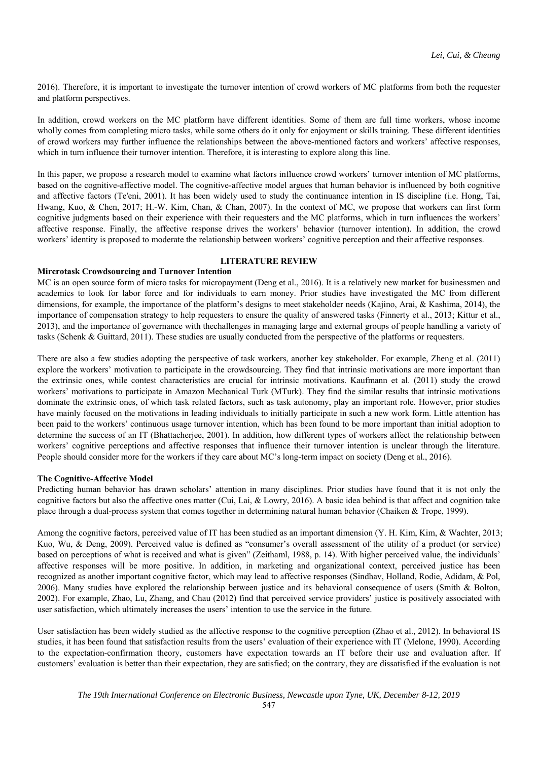2016). Therefore, it is important to investigate the turnover intention of crowd workers of MC platforms from both the requester and platform perspectives.

In addition, crowd workers on the MC platform have different identities. Some of them are full time workers, whose income wholly comes from completing micro tasks, while some others do it only for enjoyment or skills training. These different identities of crowd workers may further influence the relationships between the above-mentioned factors and workers' affective responses, which in turn influence their turnover intention. Therefore, it is interesting to explore along this line.

In this paper, we propose a research model to examine what factors influence crowd workers' turnover intention of MC platforms, based on the cognitive-affective model. The cognitive-affective model argues that human behavior is influenced by both cognitive and affective factors (Te'eni, 2001). It has been widely used to study the continuance intention in IS discipline (i.e. Hong, Tai, Hwang, Kuo, & Chen, 2017; H.-W. Kim, Chan, & Chan, 2007). In the context of MC, we propose that workers can first form cognitive judgments based on their experience with their requesters and the MC platforms, which in turn influences the workers' affective response. Finally, the affective response drives the workers' behavior (turnover intention). In addition, the crowd workers' identity is proposed to moderate the relationship between workers' cognitive perception and their affective responses.

## LITERATURE REVIEW

### Mircrotask Crowdsourcing and Turnover Intention

MC is an open source form of micro tasks for micropayment (Deng et al., 2016). It is a relatively new market for businessmen and academics to look for labor force and for individuals to earn money. Prior studies have investigated the MC from different dimensions, for example, the importance of the platform's designs to meet stakeholder needs (Kajino, Arai, & Kashima, 2014), the importance of compensation strategy to help requesters to ensure the quality of answered tasks (Finnerty et al., 2013; Kittur et al., 2013), and the importance of governance with thechallenges in managing large and external groups of people handling a variety of tasks (Schenk & Guittard, 2011). These studies are usually conducted from the perspective of the platforms or requesters.

There are also a few studies adopting the perspective of task workers, another key stakeholder. For example, Zheng et al. (2011) explore the workers' motivation to participate in the crowdsourcing. They find that intrinsic motivations are more important than the extrinsic ones, while contest characteristics are crucial for intrinsic motivations. Kaufmann et al. (2011) study the crowd workers' motivations to participate in Amazon Mechanical Turk (MTurk). They find the similar results that intrinsic motivations dominate the extrinsic ones, of which task related factors, such as task autonomy, play an important role. However, prior studies have mainly focused on the motivations in leading individuals to initially participate in such a new work form. Little attention has been paid to the workers' continuous usage turnover intention, which has been found to be more important than initial adoption to determine the success of an IT (Bhattacherjee, 2001). In addition, how different types of workers affect the relationship between workers' cognitive perceptions and affective responses that influence their turnover intention is unclear through the literature. People should consider more for the workers if they care about MC's long-term impact on society (Deng et al., 2016).

### The Cognitive-Affective Model

Predicting human behavior has drawn scholars' attention in many disciplines. Prior studies have found that it is not only the cognitive factors but also the affective ones matter (Cui, Lai, & Lowry, 2016). A basic idea behind is that affect and cognition take place through a dual-process system that comes together in determining natural human behavior (Chaiken & Trope, 1999).

Among the cognitive factors, perceived value of IT has been studied as an important dimension (Y. H. Kim, Kim, & Wachter, 2013; Kuo, Wu, & Deng, 2009). Perceived value is defined as "consumer's overall assessment of the utility of a product (or service) based on perceptions of what is received and what is given" (Zeithaml, 1988, p. 14). With higher perceived value, the individuals' affective responses will be more positive. In addition, in marketing and organizational context, perceived justice has been recognized as another important cognitive factor, which may lead to affective responses (Sindhav, Holland, Rodie, Adidam, & Pol, 2006). Many studies have explored the relationship between justice and its behavioral consequence of users (Smith & Bolton, 2002). For example, Zhao, Lu, Zhang, and Chau (2012) find that perceived service providers' justice is positively associated with user satisfaction, which ultimately increases the users' intention to use the service in the future.

User satisfaction has been widely studied as the affective response to the cognitive perception (Zhao et al., 2012). In behavioral IS studies, it has been found that satisfaction results from the users' evaluation of their experience with IT (Melone, 1990). According to the expectation-confirmation theory, customers have expectation towards an IT before their use and evaluation after. If customers' evaluation is better than their expectation, they are satisfied; on the contrary, they are dissatisfied if the evaluation is not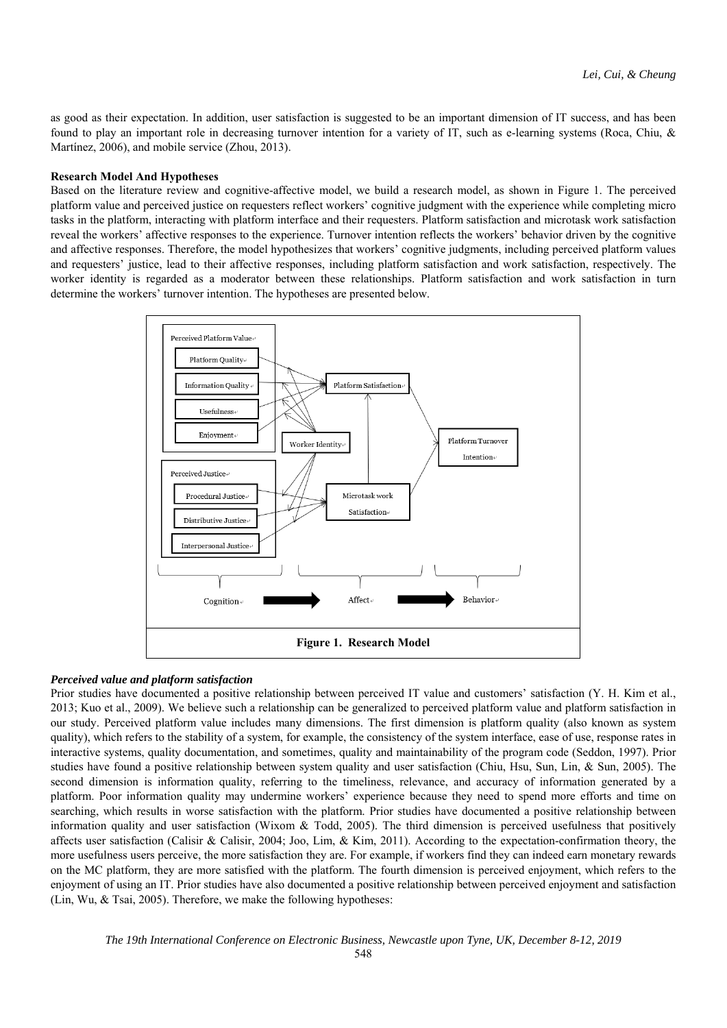as good as their expectation. In addition, user satisfaction is suggested to be an important dimension of IT success, and has been found to play an important role in decreasing turnover intention for a variety of IT, such as e-learning systems (Roca, Chiu, & Martínez, 2006), and mobile service (Zhou, 2013).

**Research Model And Hypotheses**

Based on the literature review and cognitive-affective model, we build a research model, as shown in Figure 1. The perceived platform value and perceived justice on requesters reflect workers' cognitive judgment with the experience while completing micro tasks in the platform, interacting with platform interface and their requesters. Platform satisfaction and microtask work satisfaction reveal the workers' affective responses to the experience. Turnover intention reflects the workers' behavior driven by the cognitive and affective responses. Therefore, the model hypothesizes that workers' cognitive judgments, including perceived platform values and requesters' justice, lead to their affective responses, including platform satisfaction and work satisfaction, respectively. The worker identity is regarded as a moderator between these relationships. Platform satisfaction and work satisfaction in turn determine the workers' turnover intention. The hypotheses are presented below.

**Figure 1. Research Model**

***Perceived value and platform satisfaction***

Prior studies have documented a positive relationship between perceived IT value and customers' satisfaction (Y. H. Kim et al., 2013; Kuo et al., 2009). We believe such a relationship can be generalized to perceived platform value and platform satisfaction in our study. Perceived platform value includes many dimensions. The first dimension is platform quality (also known as system quality), which refers to the stability of a system, for example, the consistency of the system interface, ease of use, response rates in interactive systems, quality documentation, and sometimes, quality and maintainability of the program code (Seddon, 1997). Prior studies have found a positive relationship between system quality and user satisfaction (Chiu, Hsu, Sun, Lin, & Sun, 2005). The second dimension is information quality, referring to the timeliness, relevance, and accuracy of information generated by a platform. Poor information quality may undermine workers' experience because they need to spend more efforts and time on searching, which results in worse satisfaction with the platform. Prior studies have documented a positive relationship between information quality and user satisfaction (Wixom & Todd, 2005). The third dimension is perceived usefulness that positively affects user satisfaction (Calisir & Calisir, 2004; Joo, Lim, & Kim, 2011). According to the expectation-confirmation theory, the more usefulness users perceive, the more satisfaction they are. For example, if workers find they can indeed earn monetary rewards on the MC platform, they are more satisfied with the platform. The fourth dimension is perceived enjoyment, which refers to the enjoyment of using an IT. Prior studies have also documented a positive relationship between perceived enjoyment and satisfaction (Lin, Wu, & Tsai, 2005). Therefore, we make the following hypotheses: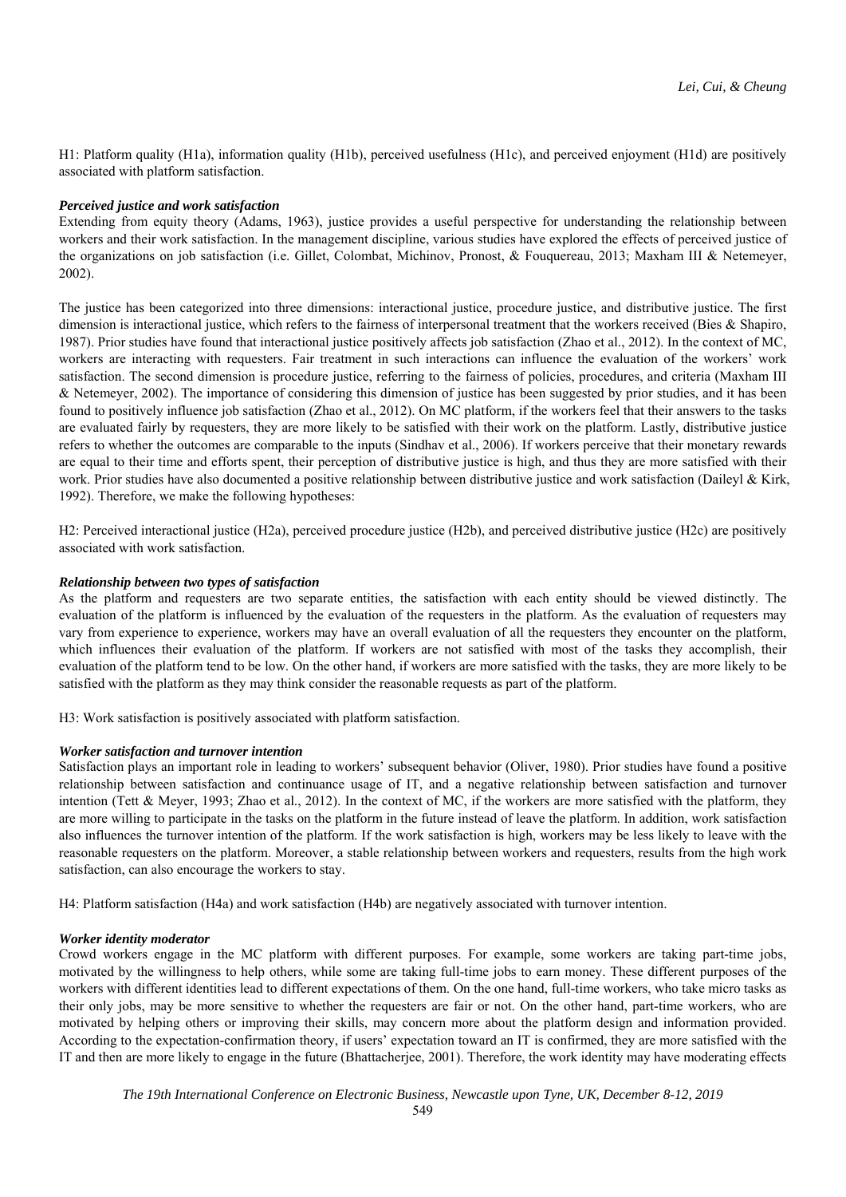H1: Platform quality (H1a), information quality (H1b), perceived usefulness (H1c), and perceived enjoyment (H1d) are positively associated with platform satisfaction.

***Perceived justice and work satisfaction***

Extending from equity theory (Adams, 1963), justice provides a useful perspective for understanding the relationship between workers and their work satisfaction. In the management discipline, various studies have explored the effects of perceived justice of the organizations on job satisfaction (i.e. Gillet, Colombat, Michinov, Pronost, & Fouquereau, 2013; Maxham III & Netemeyer, 2002).

The justice has been categorized into three dimensions: interactional justice, procedure justice, and distributive justice. The first dimension is interactional justice, which refers to the fairness of interpersonal treatment that the workers received (Bies & Shapiro, 1987). Prior studies have found that interactional justice positively affects job satisfaction (Zhao et al., 2012). In the context of MC, workers are interacting with requesters. Fair treatment in such interactions can influence the evaluation of the workers' work satisfaction. The second dimension is procedure justice, referring to the fairness of policies, procedures, and criteria (Maxham III & Netemeyer, 2002). The importance of considering this dimension of justice has been suggested by prior studies, and it has been found to positively influence job satisfaction (Zhao et al., 2012). On MC platform, if the workers feel that their answers to the tasks are evaluated fairly by requesters, they are more likely to be satisfied with their work on the platform. Lastly, distributive justice refers to whether the outcomes are comparable to the inputs (Sindhav et al., 2006). If workers perceive that their monetary rewards are equal to their time and efforts spent, their perception of distributive justice is high, and thus they are more satisfied with their work. Prior studies have also documented a positive relationship between distributive justice and work satisfaction (Daileyl & Kirk, 1992). Therefore, we make the following hypotheses:

H2: Perceived interactional justice (H2a), perceived procedure justice (H2b), and perceived distributive justice (H2c) are positively associated with work satisfaction.

***Relationship between two types of satisfaction***

As the platform and requesters are two separate entities, the satisfaction with each entity should be viewed distinctly. The evaluation of the platform is influenced by the evaluation of the requesters in the platform. As the evaluation of requesters may vary from experience to experience, workers may have an overall evaluation of all the requesters they encounter on the platform, which influences their evaluation of the platform. If workers are not satisfied with most of the tasks they accomplish, their evaluation of the platform tend to be low. On the other hand, if workers are more satisfied with the tasks, they are more likely to be satisfied with the platform as they may think consider the reasonable requests as part of the platform.

H3: Work satisfaction is positively associated with platform satisfaction.

***Worker satisfaction and turnover intention***

Satisfaction plays an important role in leading to workers' subsequent behavior (Oliver, 1980). Prior studies have found a positive relationship between satisfaction and continuance usage of IT, and a negative relationship between satisfaction and turnover intention (Tett & Meyer, 1993; Zhao et al., 2012). In the context of MC, if the workers are more satisfied with the platform, they are more willing to participate in the tasks on the platform in the future instead of leave the platform. In addition, work satisfaction also influences the turnover intention of the platform. If the work satisfaction is high, workers may be less likely to leave with the reasonable requesters on the platform. Moreover, a stable relationship between workers and requesters, results from the high work satisfaction, can also encourage the workers to stay.

H4: Platform satisfaction (H4a) and work satisfaction (H4b) are negatively associated with turnover intention.

***Worker identity moderator***

Crowd workers engage in the MC platform with different purposes. For example, some workers are taking part-time jobs, motivated by the willingness to help others, while some are taking full-time jobs to earn money. These different purposes of the workers with different identities lead to different expectations of them. On the one hand, full-time workers, who take micro tasks as their only jobs, may be more sensitive to whether the requesters are fair or not. On the other hand, part-time workers, who are motivated by helping others or improving their skills, may concern more about the platform design and information provided. According to the expectation-confirmation theory, if users' expectation toward an IT is confirmed, they are more satisfied with the IT and then are more likely to engage in the future (Bhattacherjee, 2001). Therefore, the work identity may have moderating effects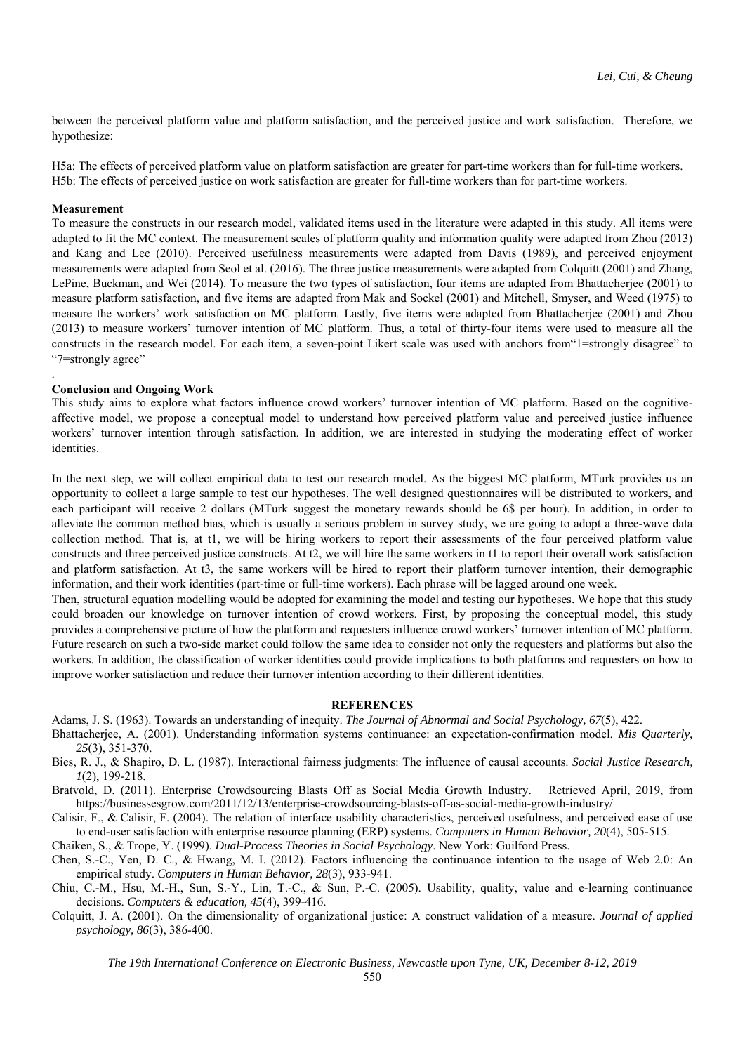between the perceived platform value and platform satisfaction, and the perceived justice and work satisfaction. Therefore, we hypothesize:

H5a: The effects of perceived platform value on platform satisfaction are greater for part-time workers than for full-time workers.
H5b: The effects of perceived justice on work satisfaction are greater for full-time workers than for part-time workers.

### Measurement

To measure the constructs in our research model, validated items used in the literature were adapted in this study. All items were adapted to fit the MC context. The measurement scales of platform quality and information quality were adapted from Zhou (2013) and Kang and Lee (2010). Perceived usefulness measurements were adapted from Davis (1989), and perceived enjoyment measurements were adapted from Seol et al. (2016). The three justice measurements were adapted from Colquitt (2001) and Zhang, LePine, Buckman, and Wei (2014). To measure the two types of satisfaction, four items are adapted from Bhattacherjee (2001) to measure platform satisfaction, and five items are adapted from Mak and Sockel (2001) and Mitchell, Smyser, and Weed (1975) to measure the workers' work satisfaction on MC platform. Lastly, five items were adapted from Bhattacherjee (2001) and Zhou (2013) to measure workers' turnover intention of MC platform. Thus, a total of thirty-four items were used to measure all the constructs in the research model. For each item, a seven-point Likert scale was used with anchors from"1=strongly disagree" to "7=strongly agree"

.

### Conclusion and Ongoing Work

This study aims to explore what factors influence crowd workers' turnover intention of MC platform. Based on the cognitive-affective model, we propose a conceptual model to understand how perceived platform value and perceived justice influence workers' turnover intention through satisfaction. In addition, we are interested in studying the moderating effect of worker identities.

In the next step, we will collect empirical data to test our research model. As the biggest MC platform, MTurk provides us an opportunity to collect a large sample to test our hypotheses. The well designed questionnaires will be distributed to workers, and each participant will receive 2 dollars (MTurk suggest the monetary rewards should be 6$ per hour). In addition, in order to alleviate the common method bias, which is usually a serious problem in survey study, we are going to adopt a three-wave data collection method. That is, at t1, we will be hiring workers to report their assessments of the four perceived platform value constructs and three perceived justice constructs. At t2, we will hire the same workers in t1 to report their overall work satisfaction and platform satisfaction. At t3, the same workers will be hired to report their platform turnover intention, their demographic information, and their work identities (part-time or full-time workers). Each phrase will be lagged around one week.

Then, structural equation modelling would be adopted for examining the model and testing our hypotheses. We hope that this study could broaden our knowledge on turnover intention of crowd workers. First, by proposing the conceptual model, this study provides a comprehensive picture of how the platform and requesters influence crowd workers' turnover intention of MC platform. Future research on such a two-side market could follow the same idea to consider not only the requesters and platforms but also the workers. In addition, the classification of worker identities could provide implications to both platforms and requesters on how to improve worker satisfaction and reduce their turnover intention according to their different identities.

## REFERENCES

Adams, J. S. (1963). Towards an understanding of inequity. *The Journal of Abnormal and Social Psychology, 67*(5), 422.

Bhattacherjee, A. (2001). Understanding information systems continuance: an expectation-confirmation model. *Mis Quarterly, 25*(3), 351-370.

Bies, R. J., & Shapiro, D. L. (1987). Interactional fairness judgments: The influence of causal accounts. *Social Justice Research, 1*(2), 199-218.

Bratvold, D. (2011). Enterprise Crowdsourcing Blasts Off as Social Media Growth Industry. Retrieved April, 2019, from https://businessesgrow.com/2011/12/13/enterprise-crowdsourcing-blasts-off-as-social-media-growth-industry/

Calisir, F., & Calisir, F. (2004). The relation of interface usability characteristics, perceived usefulness, and perceived ease of use to end-user satisfaction with enterprise resource planning (ERP) systems. *Computers in Human Behavior, 20*(4), 505-515.

Chaiken, S., & Trope, Y. (1999). *Dual-Process Theories in Social Psychology*. New York: Guilford Press.

Chen, S.-C., Yen, D. C., & Hwang, M. I. (2012). Factors influencing the continuance intention to the usage of Web 2.0: An empirical study. *Computers in Human Behavior, 28*(3), 933-941.

Chiu, C.-M., Hsu, M.-H., Sun, S.-Y., Lin, T.-C., & Sun, P.-C. (2005). Usability, quality, value and e-learning continuance decisions. *Computers & education, 45*(4), 399-416.

Colquitt, J. A. (2001). On the dimensionality of organizational justice: A construct validation of a measure. *Journal of applied psychology, 86*(3), 386-400.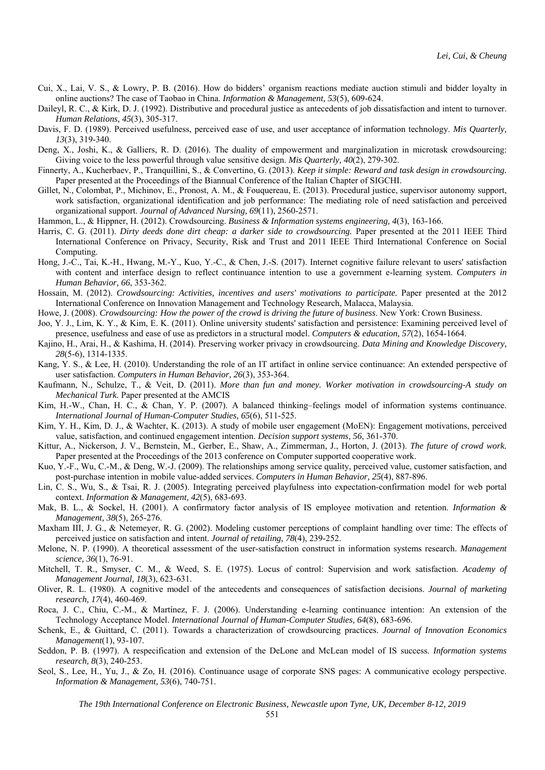Cui, X., Lai, V. S., & Lowry, P. B. (2016). How do bidders' organism reactions mediate auction stimuli and bidder loyalty in online auctions? The case of Taobao in China. *Information & Management, 53*(5), 609-624.

Daileyl, R. C., & Kirk, D. J. (1992). Distributive and procedural justice as antecedents of job dissatisfaction and intent to turnover. *Human Relations, 45*(3), 305-317.

Davis, F. D. (1989). Perceived usefulness, perceived ease of use, and user acceptance of information technology. *Mis Quarterly, 13*(3), 319-340.

Deng, X., Joshi, K., & Galliers, R. D. (2016). The duality of empowerment and marginalization in microtask crowdsourcing: Giving voice to the less powerful through value sensitive design. *Mis Quarterly, 40*(2), 279-302.

Finnerty, A., Kucherbaev, P., Tranquillini, S., & Convertino, G. (2013). *Keep it simple: Reward and task design in crowdsourcing.* Paper presented at the Proceedings of the Biannual Conference of the Italian Chapter of SIGCHI.

Gillet, N., Colombat, P., Michinov, E., Pronost, A. M., & Fouquereau, E. (2013). Procedural justice, supervisor autonomy support, work satisfaction, organizational identification and job performance: The mediating role of need satisfaction and perceived organizational support. *Journal of Advanced Nursing, 69*(11), 2560-2571.

Hammon, L., & Hippner, H. (2012). Crowdsourcing. *Business & Information systems engineering, 4*(3), 163-166.

Harris, C. G. (2011). *Dirty deeds done dirt cheap: a darker side to crowdsourcing.* Paper presented at the 2011 IEEE Third International Conference on Privacy, Security, Risk and Trust and 2011 IEEE Third International Conference on Social Computing.

Hong, J.-C., Tai, K.-H., Hwang, M.-Y., Kuo, Y.-C., & Chen, J.-S. (2017). Internet cognitive failure relevant to users' satisfaction with content and interface design to reflect continuance intention to use a government e-learning system. *Computers in Human Behavior, 66*, 353-362.

Hossain, M. (2012). *Crowdsourcing: Activities, incentives and users' motivations to participate.* Paper presented at the 2012 International Conference on Innovation Management and Technology Research, Malacca, Malaysia.

Howe, J. (2008). *Crowdsourcing: How the power of the crowd is driving the future of business*. New York: Crown Business.

Joo, Y. J., Lim, K. Y., & Kim, E. K. (2011). Online university students' satisfaction and persistence: Examining perceived level of presence, usefulness and ease of use as predictors in a structural model. *Computers & education, 57*(2), 1654-1664.

Kajino, H., Arai, H., & Kashima, H. (2014). Preserving worker privacy in crowdsourcing. *Data Mining and Knowledge Discovery, 28*(5-6), 1314-1335.

Kang, Y. S., & Lee, H. (2010). Understanding the role of an IT artifact in online service continuance: An extended perspective of user satisfaction. *Computers in Human Behavior, 26*(3), 353-364.

Kaufmann, N., Schulze, T., & Veit, D. (2011). *More than fun and money. Worker motivation in crowdsourcing-A study on Mechanical Turk.* Paper presented at the AMCIS

Kim, H.-W., Chan, H. C., & Chan, Y. P. (2007). A balanced thinking–feelings model of information systems continuance. *International Journal of Human-Computer Studies, 65*(6), 511-525.

Kim, Y. H., Kim, D. J., & Wachter, K. (2013). A study of mobile user engagement (MoEN): Engagement motivations, perceived value, satisfaction, and continued engagement intention. *Decision support systems, 56*, 361-370.

Kittur, A., Nickerson, J. V., Bernstein, M., Gerber, E., Shaw, A., Zimmerman, J., Horton, J. (2013). *The future of crowd work.* Paper presented at the Proceedings of the 2013 conference on Computer supported cooperative work.

Kuo, Y.-F., Wu, C.-M., & Deng, W.-J. (2009). The relationships among service quality, perceived value, customer satisfaction, and post-purchase intention in mobile value-added services. *Computers in Human Behavior, 25*(4), 887-896.

Lin, C. S., Wu, S., & Tsai, R. J. (2005). Integrating perceived playfulness into expectation-confirmation model for web portal context. *Information & Management, 42*(5), 683-693.

Mak, B. L., & Sockel, H. (2001). A confirmatory factor analysis of IS employee motivation and retention. *Information & Management, 38*(5), 265-276.

Maxham III, J. G., & Netemeyer, R. G. (2002). Modeling customer perceptions of complaint handling over time: The effects of perceived justice on satisfaction and intent. *Journal of retailing, 78*(4), 239-252.

Melone, N. P. (1990). A theoretical assessment of the user-satisfaction construct in information systems research. *Management science, 36*(1), 76-91.

Mitchell, T. R., Smyser, C. M., & Weed, S. E. (1975). Locus of control: Supervision and work satisfaction. *Academy of Management Journal, 18*(3), 623-631.

Oliver, R. L. (1980). A cognitive model of the antecedents and consequences of satisfaction decisions. *Journal of marketing research, 17*(4), 460-469.

Roca, J. C., Chiu, C.-M., & Martínez, F. J. (2006). Understanding e-learning continuance intention: An extension of the Technology Acceptance Model. *International Journal of Human-Computer Studies, 64*(8), 683-696.

Schenk, E., & Guittard, C. (2011). Towards a characterization of crowdsourcing practices. *Journal of Innovation Economics Management*(1), 93-107.

Seddon, P. B. (1997). A respecification and extension of the DeLone and McLean model of IS success. *Information systems research, 8*(3), 240-253.

Seol, S., Lee, H., Yu, J., & Zo, H. (2016). Continuance usage of corporate SNS pages: A communicative ecology perspective. *Information & Management, 53*(6), 740-751.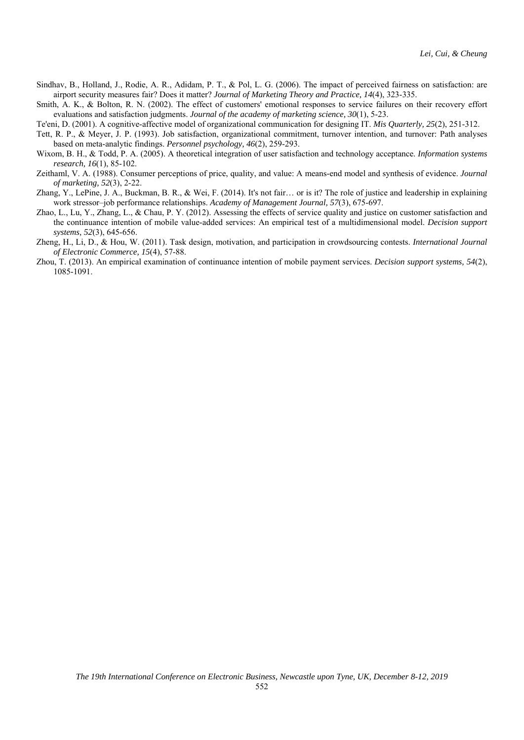Sindhav, B., Holland, J., Rodie, A. R., Adidam, P. T., & Pol, L. G. (2006). The impact of perceived fairness on satisfaction: are airport security measures fair? Does it matter? *Journal of Marketing Theory and Practice, 14*(4), 323-335.

Smith, A. K., & Bolton, R. N. (2002). The effect of customers' emotional responses to service failures on their recovery effort evaluations and satisfaction judgments. *Journal of the academy of marketing science, 30*(1), 5-23.

Te'eni, D. (2001). A cognitive-affective model of organizational communication for designing IT. *Mis Quarterly, 25*(2), 251-312.

Tett, R. P., & Meyer, J. P. (1993). Job satisfaction, organizational commitment, turnover intention, and turnover: Path analyses based on meta-analytic findings. *Personnel psychology, 46*(2), 259-293.

Wixom, B. H., & Todd, P. A. (2005). A theoretical integration of user satisfaction and technology acceptance. *Information systems research, 16*(1), 85-102.

Zeithaml, V. A. (1988). Consumer perceptions of price, quality, and value: A means-end model and synthesis of evidence. *Journal of marketing, 52*(3), 2-22.

Zhang, Y., LePine, J. A., Buckman, B. R., & Wei, F. (2014). It's not fair… or is it? The role of justice and leadership in explaining work stressor–job performance relationships. *Academy of Management Journal, 57*(3), 675-697.

Zhao, L., Lu, Y., Zhang, L., & Chau, P. Y. (2012). Assessing the effects of service quality and justice on customer satisfaction and the continuance intention of mobile value-added services: An empirical test of a multidimensional model. *Decision support systems, 52*(3), 645-656.

Zheng, H., Li, D., & Hou, W. (2011). Task design, motivation, and participation in crowdsourcing contests. *International Journal of Electronic Commerce, 15*(4), 57-88.

Zhou, T. (2013). An empirical examination of continuance intention of mobile payment services. *Decision support systems, 54*(2), 1085-1091.